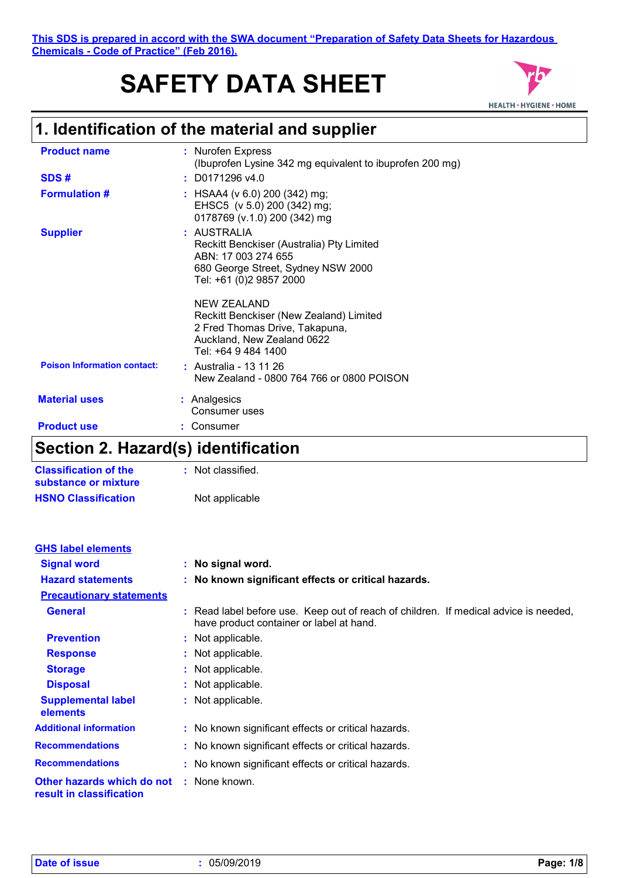This SDS is prepared in accord with the SWA document "Preparation of Safety Data Sheets for Hazardous Chemicals - Code of Practice" (Feb 2016).

# SAFETY DATA SHEET

## 1. Identification of the material and supplier

| | |
|---|---|
| **Product name** | : Nurofen Express (Ibuprofen Lysine 342 mg equivalent to ibuprofen 200 mg) |
| **SDS #** | : D0171296 v4.0 |
| **Formulation #** | : HSAA4 (v 6.0) 200 (342) mg; EHSC5 (v 5.0) 200 (342) mg; 0178769 (v.1.0) 200 (342) mg |
| **Supplier** | : AUSTRALIA<br>Reckitt Benckiser (Australia) Pty Limited<br>ABN: 17 003 274 655<br>680 George Street, Sydney NSW 2000<br>Tel: +61 (0)2 9857 2000<br><br>NEW ZEALAND<br>Reckitt Benckiser (New Zealand) Limited<br>2 Fred Thomas Drive, Takapuna,<br>Auckland, New Zealand 0622<br>Tel: +64 9 484 1400 |
| **Poison Information contact:** | : Australia - 13 11 26<br>New Zealand - 0800 764 766 or 0800 POISON |
| **Material uses** | : Analgesics<br>Consumer uses |
| **Product use** | : Consumer |

## Section 2. Hazard(s) identification

| | |
|---|---|
| **Classification of the substance or mixture** | : Not classified. |
| **HSNO Classification** | Not applicable |

**GHS label elements**

| | |
|---|---|
| **Signal word** | : **No signal word.** |
| **Hazard statements** | : **No known significant effects or critical hazards.** |

**Precautionary statements**

| | |
|---|---|
| **General** | : Read label before use. Keep out of reach of children. If medical advice is needed, have product container or label at hand. |
| **Prevention** | : Not applicable. |
| **Response** | : Not applicable. |
| **Storage** | : Not applicable. |
| **Disposal** | : Not applicable. |
| **Supplemental label elements** | : Not applicable. |
| **Additional information** | : No known significant effects or critical hazards. |
| **Recommendations** | : No known significant effects or critical hazards. |
| **Recommendations** | : No known significant effects or critical hazards. |
| **Other hazards which do not result in classification** | : None known. |

**Date of issue** : 05/09/2019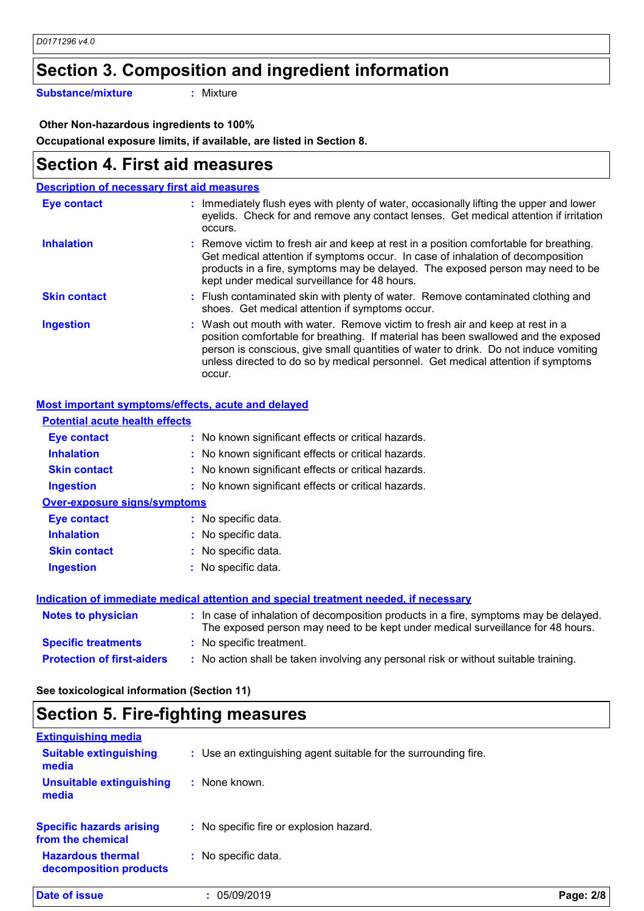## Section 3. Composition and ingredient information

**Substance/mixture** : Mixture

**Other Non-hazardous ingredients to 100%**

**Occupational exposure limits, if available, are listed in Section 8.**

## Section 4. First aid measures

### Description of necessary first aid measures

**Eye contact** : Immediately flush eyes with plenty of water, occasionally lifting the upper and lower eyelids. Check for and remove any contact lenses. Get medical attention if irritation occurs.

**Inhalation** : Remove victim to fresh air and keep at rest in a position comfortable for breathing. Get medical attention if symptoms occur. In case of inhalation of decomposition products in a fire, symptoms may be delayed. The exposed person may need to be kept under medical surveillance for 48 hours.

**Skin contact** : Flush contaminated skin with plenty of water. Remove contaminated clothing and shoes. Get medical attention if symptoms occur.

**Ingestion** : Wash out mouth with water. Remove victim to fresh air and keep at rest in a position comfortable for breathing. If material has been swallowed and the exposed person is conscious, give small quantities of water to drink. Do not induce vomiting unless directed to do so by medical personnel. Get medical attention if symptoms occur.

### Most important symptoms/effects, acute and delayed

#### Potential acute health effects

**Eye contact** : No known significant effects or critical hazards.

**Inhalation** : No known significant effects or critical hazards.

**Skin contact** : No known significant effects or critical hazards.

**Ingestion** : No known significant effects or critical hazards.

#### Over-exposure signs/symptoms

**Eye contact** : No specific data.

**Inhalation** : No specific data.

**Skin contact** : No specific data.

**Ingestion** : No specific data.

### Indication of immediate medical attention and special treatment needed, if necessary

**Notes to physician** : In case of inhalation of decomposition products in a fire, symptoms may be delayed. The exposed person may need to be kept under medical surveillance for 48 hours.

**Specific treatments** : No specific treatment.

**Protection of first-aiders** : No action shall be taken involving any personal risk or without suitable training.

**See toxicological information (Section 11)**

## Section 5. Fire-fighting measures

### Extinguishing media

**Suitable extinguishing media** : Use an extinguishing agent suitable for the surrounding fire.

**Unsuitable extinguishing media** : None known.

**Specific hazards arising from the chemical** : No specific fire or explosion hazard.

**Hazardous thermal decomposition products** : No specific data.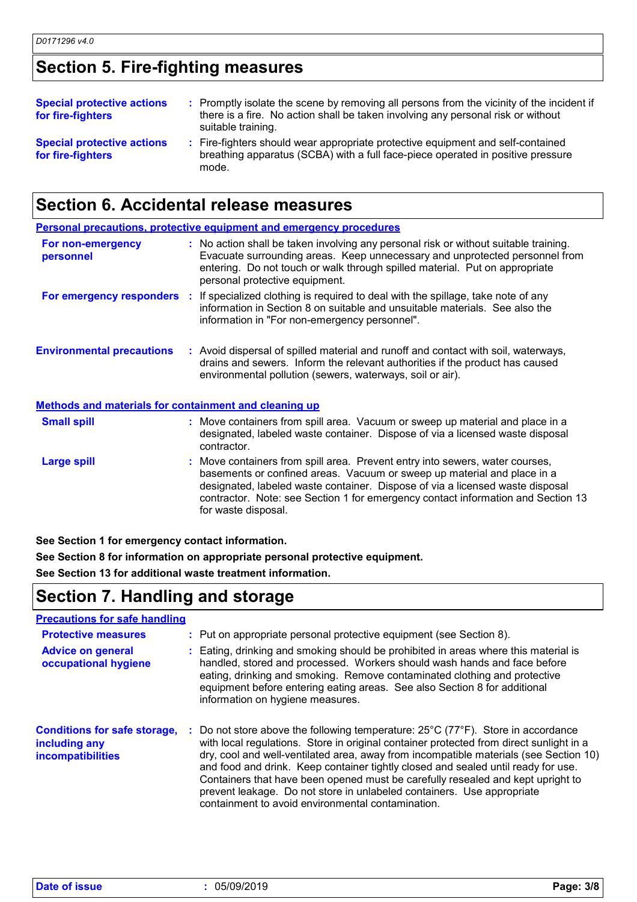## Section 5. Fire-fighting measures

| | |
|---|---|
| **Special protective actions for fire-fighters** | : Promptly isolate the scene by removing all persons from the vicinity of the incident if there is a fire. No action shall be taken involving any personal risk or without suitable training. |
| **Special protective actions for fire-fighters** | : Fire-fighters should wear appropriate protective equipment and self-contained breathing apparatus (SCBA) with a full face-piece operated in positive pressure mode. |

## Section 6. Accidental release measures

### Personal precautions, protective equipment and emergency procedures

| | |
|---|---|
| **For non-emergency personnel** | : No action shall be taken involving any personal risk or without suitable training. Evacuate surrounding areas. Keep unnecessary and unprotected personnel from entering. Do not touch or walk through spilled material. Put on appropriate personal protective equipment. |
| **For emergency responders** | : If specialized clothing is required to deal with the spillage, take note of any information in Section 8 on suitable and unsuitable materials. See also the information in "For non-emergency personnel". |
| **Environmental precautions** | : Avoid dispersal of spilled material and runoff and contact with soil, waterways, drains and sewers. Inform the relevant authorities if the product has caused environmental pollution (sewers, waterways, soil or air). |

### Methods and materials for containment and cleaning up

| | |
|---|---|
| **Small spill** | : Move containers from spill area. Vacuum or sweep up material and place in a designated, labeled waste container. Dispose of via a licensed waste disposal contractor. |
| **Large spill** | : Move containers from spill area. Prevent entry into sewers, water courses, basements or confined areas. Vacuum or sweep up material and place in a designated, labeled waste container. Dispose of via a licensed waste disposal contractor. Note: see Section 1 for emergency contact information and Section 13 for waste disposal. |

**See Section 1 for emergency contact information.**

**See Section 8 for information on appropriate personal protective equipment.**

**See Section 13 for additional waste treatment information.**

## Section 7. Handling and storage

### Precautions for safe handling

| | |
|---|---|
| **Protective measures** | : Put on appropriate personal protective equipment (see Section 8). |
| **Advice on general occupational hygiene** | : Eating, drinking and smoking should be prohibited in areas where this material is handled, stored and processed. Workers should wash hands and face before eating, drinking and smoking. Remove contaminated clothing and protective equipment before entering eating areas. See also Section 8 for additional information on hygiene measures. |
| **Conditions for safe storage, including any incompatibilities** | : Do not store above the following temperature: 25°C (77°F). Store in accordance with local regulations. Store in original container protected from direct sunlight in a dry, cool and well-ventilated area, away from incompatible materials (see Section 10) and food and drink. Keep container tightly closed and sealed until ready for use. Containers that have been opened must be carefully resealed and kept upright to prevent leakage. Do not store in unlabeled containers. Use appropriate containment to avoid environmental contamination. |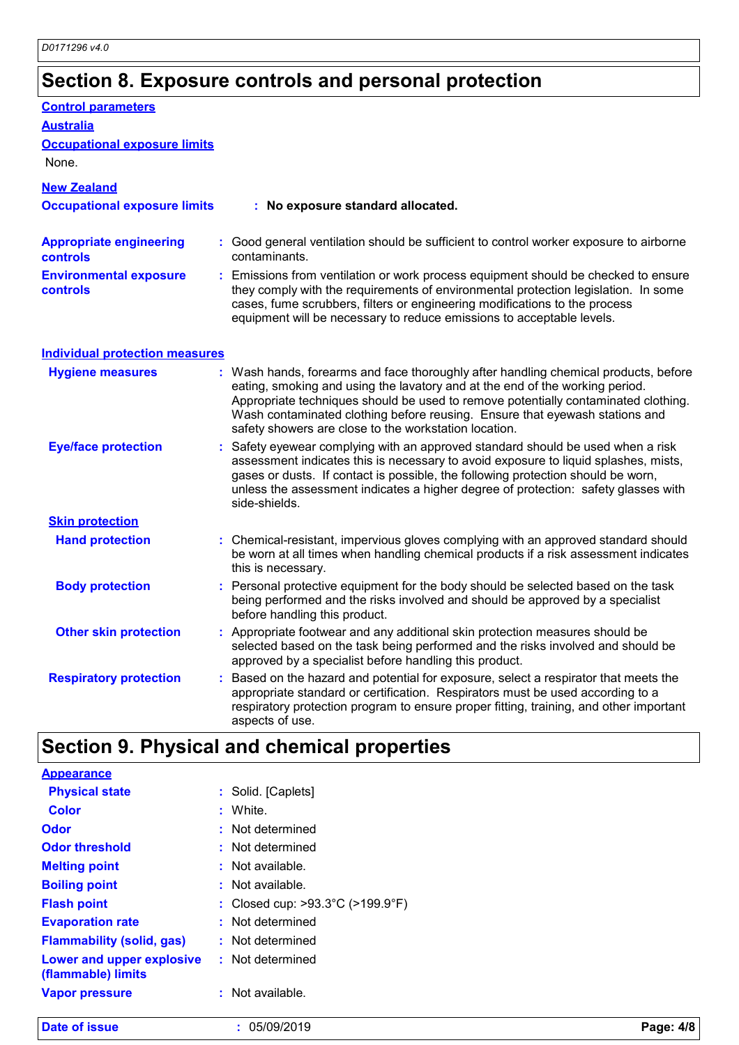## Section 8. Exposure controls and personal protection

### Control parameters

#### Australia

**Occupational exposure limits**

None.

#### New Zealand

**Occupational exposure limits** : **No exposure standard allocated.**

**Appropriate engineering controls** : Good general ventilation should be sufficient to control worker exposure to airborne contaminants.

**Environmental exposure controls** : Emissions from ventilation or work process equipment should be checked to ensure they comply with the requirements of environmental protection legislation. In some cases, fume scrubbers, filters or engineering modifications to the process equipment will be necessary to reduce emissions to acceptable levels.

### Individual protection measures

**Hygiene measures** : Wash hands, forearms and face thoroughly after handling chemical products, before eating, smoking and using the lavatory and at the end of the working period. Appropriate techniques should be used to remove potentially contaminated clothing. Wash contaminated clothing before reusing. Ensure that eyewash stations and safety showers are close to the workstation location.

**Eye/face protection** : Safety eyewear complying with an approved standard should be used when a risk assessment indicates this is necessary to avoid exposure to liquid splashes, mists, gases or dusts. If contact is possible, the following protection should be worn, unless the assessment indicates a higher degree of protection: safety glasses with side-shields.

#### Skin protection

**Hand protection** : Chemical-resistant, impervious gloves complying with an approved standard should be worn at all times when handling chemical products if a risk assessment indicates this is necessary.

**Body protection** : Personal protective equipment for the body should be selected based on the task being performed and the risks involved and should be approved by a specialist before handling this product.

**Other skin protection** : Appropriate footwear and any additional skin protection measures should be selected based on the task being performed and the risks involved and should be approved by a specialist before handling this product.

**Respiratory protection** : Based on the hazard and potential for exposure, select a respirator that meets the appropriate standard or certification. Respirators must be used according to a respiratory protection program to ensure proper fitting, training, and other important aspects of use.

## Section 9. Physical and chemical properties

### Appearance

**Physical state** : Solid. [Caplets]

**Color** : White.

**Odor** : Not determined

**Odor threshold** : Not determined

**Melting point** : Not available.

**Boiling point** : Not available.

**Flash point** : Closed cup: >93.3°C (>199.9°F)

**Evaporation rate** : Not determined

**Flammability (solid, gas)** : Not determined

**Lower and upper explosive (flammable) limits** : Not determined

**Vapor pressure** : Not available.

**Date of issue** : 05/09/2019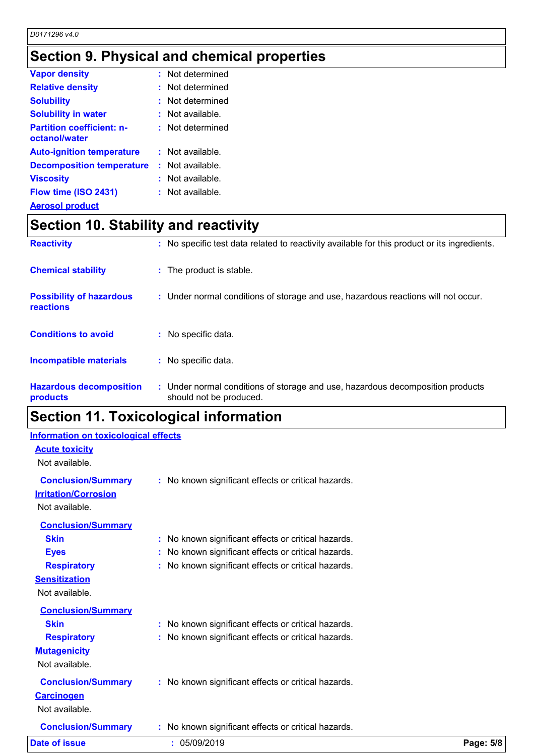## Section 9. Physical and chemical properties

| | |
|---|---|
| **Vapor density** | : Not determined |
| **Relative density** | : Not determined |
| **Solubility** | : Not determined |
| **Solubility in water** | : Not available. |
| **Partition coefficient: n-octanol/water** | : Not determined |
| **Auto-ignition temperature** | : Not available. |
| **Decomposition temperature** | : Not available. |
| **Viscosity** | : Not available. |
| **Flow time (ISO 2431)** | : Not available. |

**Aerosol product**

## Section 10. Stability and reactivity

| | |
|---|---|
| **Reactivity** | : No specific test data related to reactivity available for this product or its ingredients. |
| **Chemical stability** | : The product is stable. |
| **Possibility of hazardous reactions** | : Under normal conditions of storage and use, hazardous reactions will not occur. |
| **Conditions to avoid** | : No specific data. |
| **Incompatible materials** | : No specific data. |
| **Hazardous decomposition products** | : Under normal conditions of storage and use, hazardous decomposition products should not be produced. |

## Section 11. Toxicological information

**Information on toxicological effects**

**Acute toxicity**

Not available.

**Conclusion/Summary** : No known significant effects or critical hazards.

**Irritation/Corrosion**

Not available.

**Conclusion/Summary**

- **Skin** : No known significant effects or critical hazards.
- **Eyes** : No known significant effects or critical hazards.
- **Respiratory** : No known significant effects or critical hazards.

**Sensitization**

Not available.

**Conclusion/Summary**

- **Skin** : No known significant effects or critical hazards.
- **Respiratory** : No known significant effects or critical hazards.

**Mutagenicity**

Not available.

**Conclusion/Summary** : No known significant effects or critical hazards.

**Carcinogen**

Not available.

**Conclusion/Summary** : No known significant effects or critical hazards.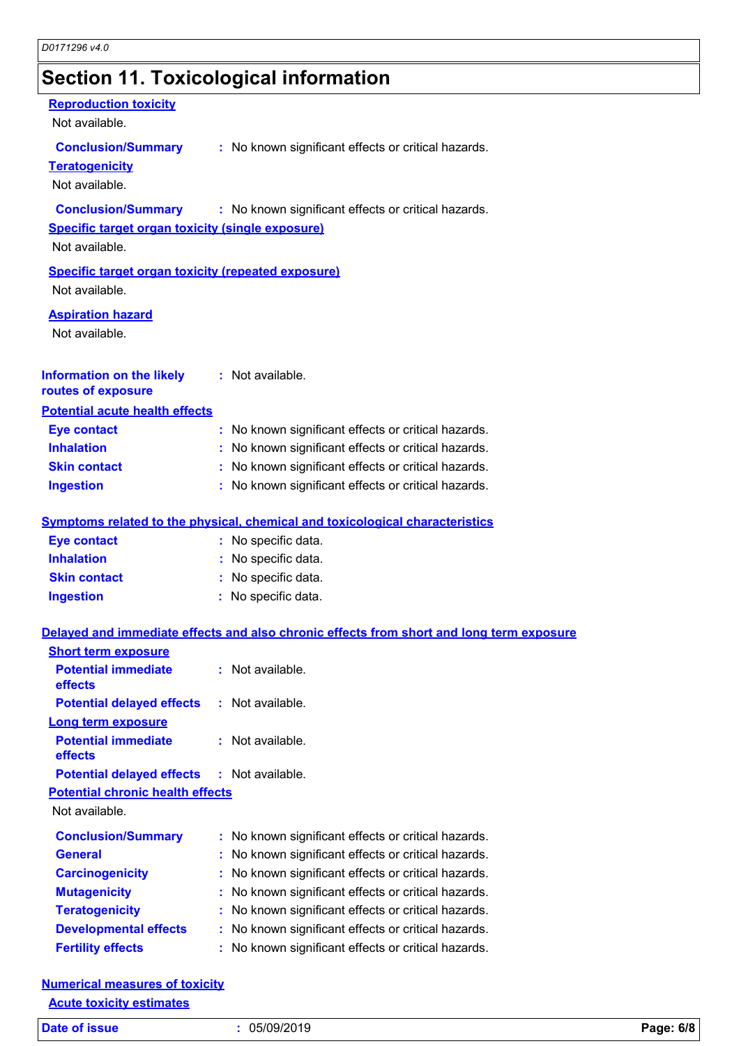## Section 11. Toxicological information

### Reproduction toxicity

Not available.

**Conclusion/Summary** : No known significant effects or critical hazards.

### Teratogenicity

Not available.

**Conclusion/Summary** : No known significant effects or critical hazards.

### Specific target organ toxicity (single exposure)

Not available.

### Specific target organ toxicity (repeated exposure)

Not available.

### Aspiration hazard

Not available.

**Information on the likely routes of exposure** : Not available.

### Potential acute health effects

**Eye contact** : No known significant effects or critical hazards.
**Inhalation** : No known significant effects or critical hazards.
**Skin contact** : No known significant effects or critical hazards.
**Ingestion** : No known significant effects or critical hazards.

### Symptoms related to the physical, chemical and toxicological characteristics

**Eye contact** : No specific data.
**Inhalation** : No specific data.
**Skin contact** : No specific data.
**Ingestion** : No specific data.

### Delayed and immediate effects and also chronic effects from short and long term exposure

#### Short term exposure

**Potential immediate effects** : Not available.
**Potential delayed effects** : Not available.

#### Long term exposure

**Potential immediate effects** : Not available.
**Potential delayed effects** : Not available.

#### Potential chronic health effects

Not available.

**Conclusion/Summary** : No known significant effects or critical hazards.
**General** : No known significant effects or critical hazards.
**Carcinogenicity** : No known significant effects or critical hazards.
**Mutagenicity** : No known significant effects or critical hazards.
**Teratogenicity** : No known significant effects or critical hazards.
**Developmental effects** : No known significant effects or critical hazards.
**Fertility effects** : No known significant effects or critical hazards.

### Numerical measures of toxicity

#### Acute toxicity estimates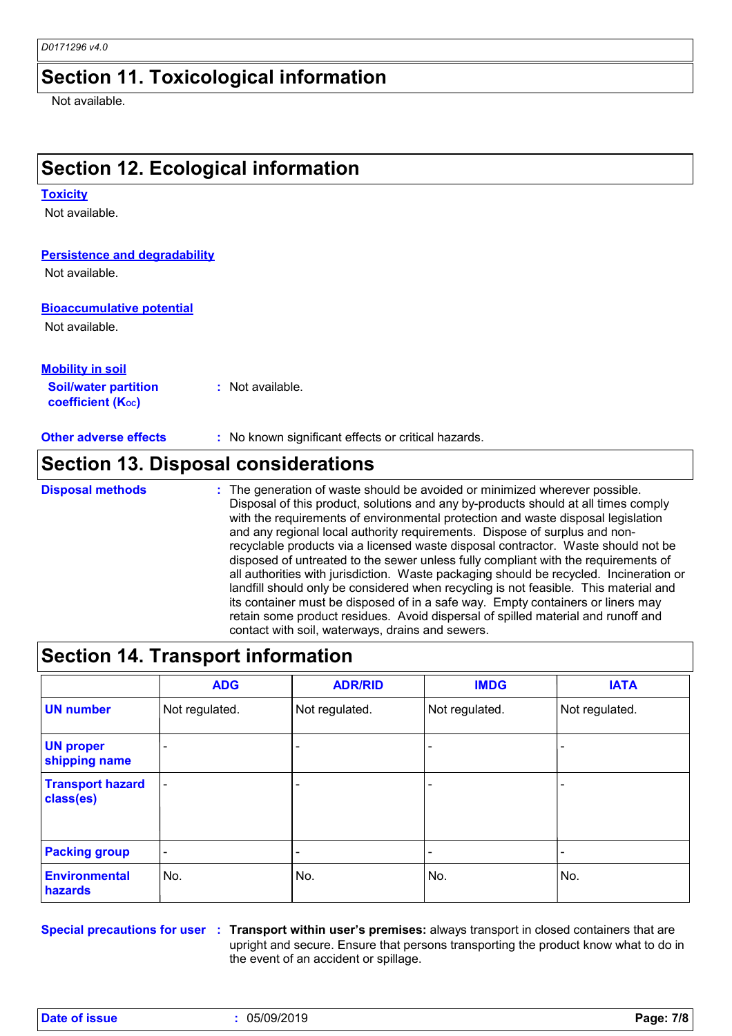## Section 11. Toxicological information

Not available.

## Section 12. Ecological information

**Toxicity**

Not available.

**Persistence and degradability**

Not available.

**Bioaccumulative potential**

Not available.

**Mobility in soil**

**Soil/water partition coefficient ($K_{OC}$)** : Not available.

**Other adverse effects** : No known significant effects or critical hazards.

## Section 13. Disposal considerations

**Disposal methods** : The generation of waste should be avoided or minimized wherever possible. Disposal of this product, solutions and any by-products should at all times comply with the requirements of environmental protection and waste disposal legislation and any regional local authority requirements. Dispose of surplus and non-recyclable products via a licensed waste disposal contractor. Waste should not be disposed of untreated to the sewer unless fully compliant with the requirements of all authorities with jurisdiction. Waste packaging should be recycled. Incineration or landfill should only be considered when recycling is not feasible. This material and its container must be disposed of in a safe way. Empty containers or liners may retain some product residues. Avoid dispersal of spilled material and runoff and contact with soil, waterways, drains and sewers.

## Section 14. Transport information

| | ADG | ADR/RID | IMDG | IATA |
|---|---|---|---|---|
| **UN number** | Not regulated. | Not regulated. | Not regulated. | Not regulated. |
| **UN proper shipping name** | - | - | - | - |
| **Transport hazard class(es)** | - | - | - | - |
| **Packing group** | - | - | - | - |
| **Environmental hazards** | No. | No. | No. | No. |

**Special precautions for user** : **Transport within user's premises:** always transport in closed containers that are upright and secure. Ensure that persons transporting the product know what to do in the event of an accident or spillage.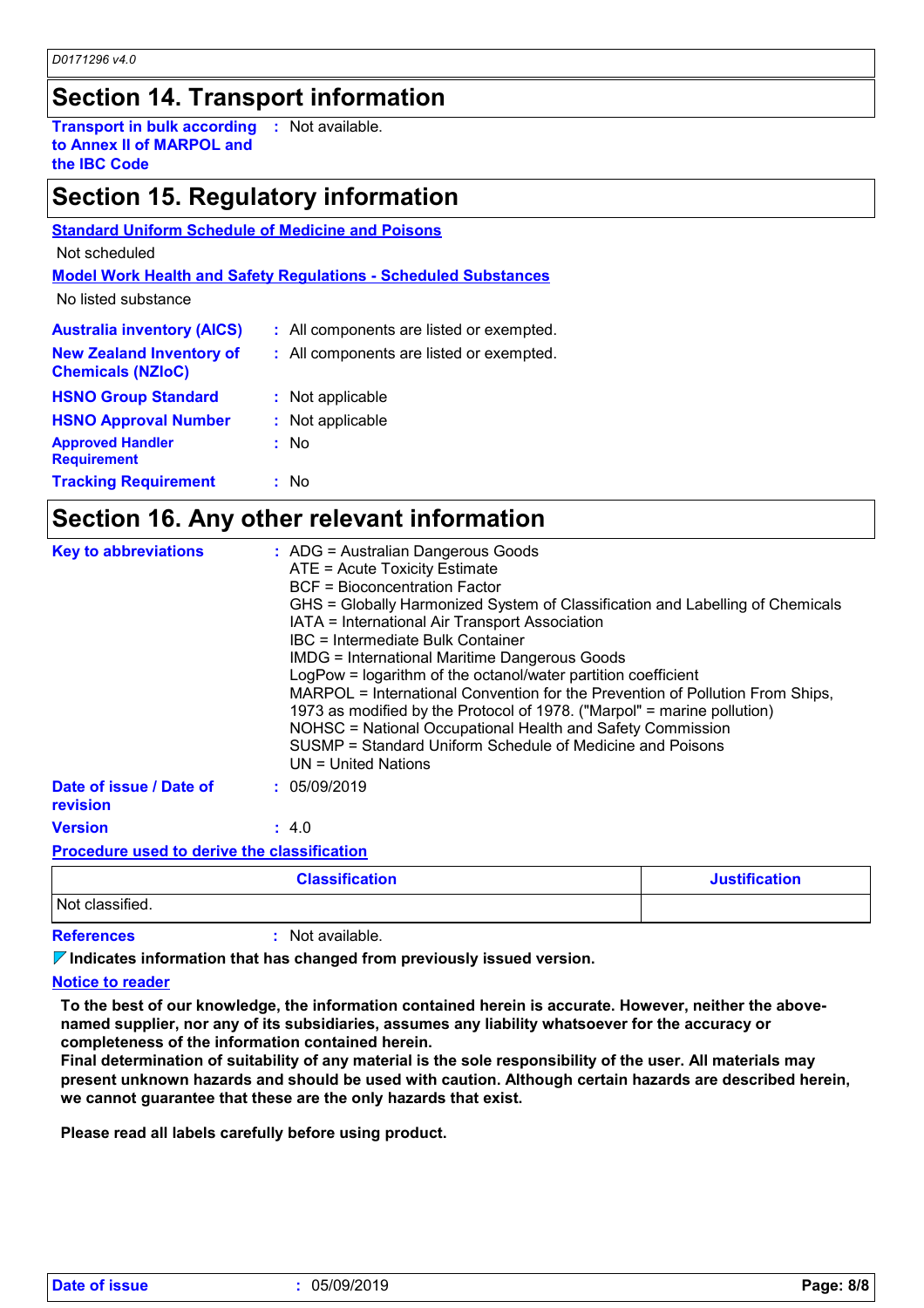## Section 14. Transport information

**Transport in bulk according to Annex II of MARPOL and the IBC Code** : Not available.

## Section 15. Regulatory information

**Standard Uniform Schedule of Medicine and Poisons**

Not scheduled

**Model Work Health and Safety Regulations - Scheduled Substances**

No listed substance

**Australia inventory (AICS)** : All components are listed or exempted.

**New Zealand Inventory of Chemicals (NZIoC)** : All components are listed or exempted.

**HSNO Group Standard** : Not applicable

**HSNO Approval Number** : Not applicable

**Approved Handler Requirement** : No

**Tracking Requirement** : No

## Section 16. Any other relevant information

**Key to abbreviations** :
- ADG = Australian Dangerous Goods
- ATE = Acute Toxicity Estimate
- BCF = Bioconcentration Factor
- GHS = Globally Harmonized System of Classification and Labelling of Chemicals
- IATA = International Air Transport Association
- IBC = Intermediate Bulk Container
- IMDG = International Maritime Dangerous Goods
- LogPow = logarithm of the octanol/water partition coefficient
- MARPOL = International Convention for the Prevention of Pollution From Ships, 1973 as modified by the Protocol of 1978. ("Marpol" = marine pollution)
- NOHSC = National Occupational Health and Safety Commission
- SUSMP = Standard Uniform Schedule of Medicine and Poisons
- UN = United Nations

**Date of issue / Date of revision** : 05/09/2019

**Version** : 4.0

**Procedure used to derive the classification**

| Classification | Justification |
|---|---|
| Not classified. | |

**References** : Not available.

**Indicates information that has changed from previously issued version.**

**Notice to reader**

**To the best of our knowledge, the information contained herein is accurate. However, neither the above-named supplier, nor any of its subsidiaries, assumes any liability whatsoever for the accuracy or completeness of the information contained herein.**
**Final determination of suitability of any material is the sole responsibility of the user. All materials may present unknown hazards and should be used with caution. Although certain hazards are described herein, we cannot guarantee that these are the only hazards that exist.**

**Please read all labels carefully before using product.**